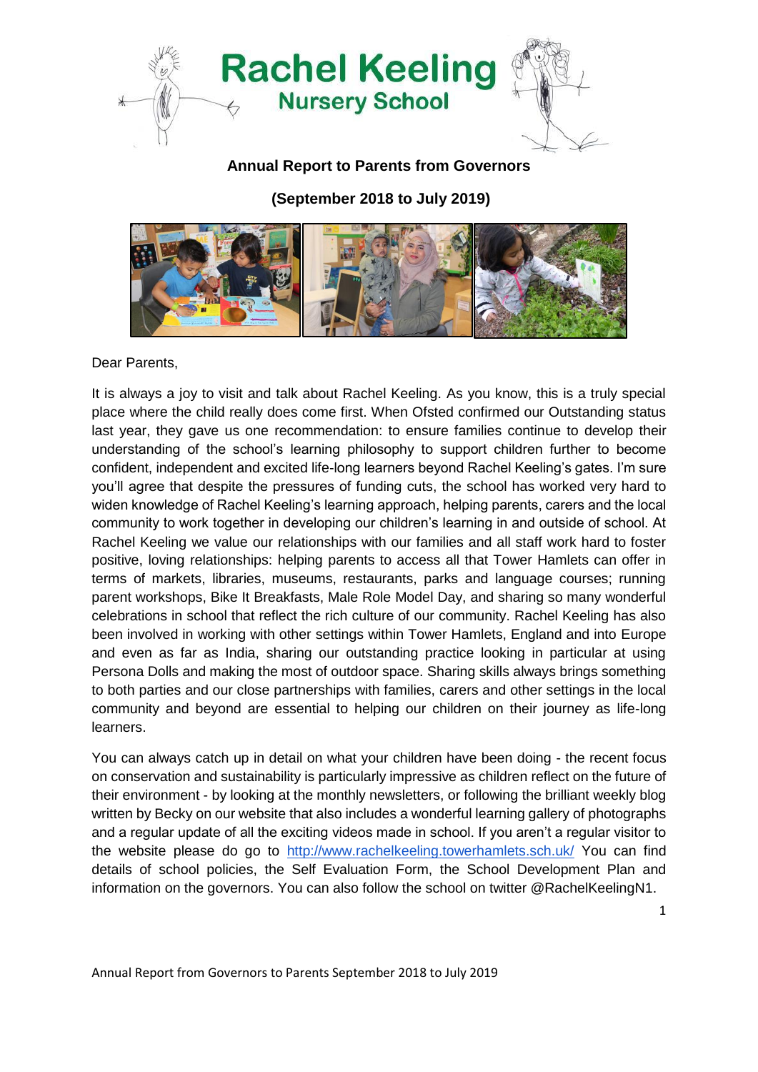# Rachel Keeling Nursery School

## Annual Report to Parents from Governors

## (September 2018 to July 2019)

Dear Parents,

It is always a joy to visit and talk about Rachel Keeling. As you know, this is a truly special place where the child really does come first. When Ofsted confirmed our Outstanding status last year, they gave us one recommendation: to ensure families continue to develop their understanding of the school's learning philosophy to support children further to become confident, independent and excited life-long learners beyond Rachel Keeling's gates. I'm sure you'll agree that despite the pressures of funding cuts, the school has worked very hard to widen knowledge of Rachel Keeling's learning approach, helping parents, carers and the local community to work together in developing our children's learning in and outside of school. At Rachel Keeling we value our relationships with our families and all staff work hard to foster positive, loving relationships: helping parents to access all that Tower Hamlets can offer in terms of markets, libraries, museums, restaurants, parks and language courses; running parent workshops, Bike It Breakfasts, Male Role Model Day, and sharing so many wonderful celebrations in school that reflect the rich culture of our community. Rachel Keeling has also been involved in working with other settings within Tower Hamlets, England and into Europe and even as far as India, sharing our outstanding practice looking in particular at using Persona Dolls and making the most of outdoor space. Sharing skills always brings something to both parties and our close partnerships with families, carers and other settings in the local community and beyond are essential to helping our children on their journey as life-long learners.

You can always catch up in detail on what your children have been doing - the recent focus on conservation and sustainability is particularly impressive as children reflect on the future of their environment - by looking at the monthly newsletters, or following the brilliant weekly blog written by Becky on our website that also includes a wonderful learning gallery of photographs and a regular update of all the exciting videos made in school. If you aren't a regular visitor to the website please do go to http://www.rachelkeeling.towerhamlets.sch.uk/ You can find details of school policies, the Self Evaluation Form, the School Development Plan and information on the governors. You can also follow the school on twitter @RachelKeelingN1.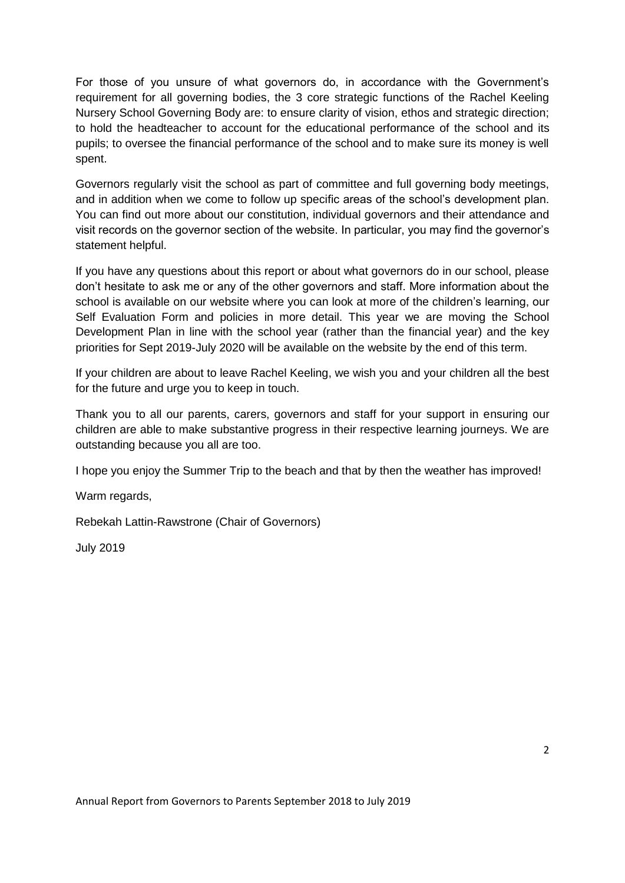For those of you unsure of what governors do, in accordance with the Government's requirement for all governing bodies, the 3 core strategic functions of the Rachel Keeling Nursery School Governing Body are: to ensure clarity of vision, ethos and strategic direction; to hold the headteacher to account for the educational performance of the school and its pupils; to oversee the financial performance of the school and to make sure its money is well spent.

Governors regularly visit the school as part of committee and full governing body meetings, and in addition when we come to follow up specific areas of the school's development plan. You can find out more about our constitution, individual governors and their attendance and visit records on the governor section of the website. In particular, you may find the governor's statement helpful.

If you have any questions about this report or about what governors do in our school, please don't hesitate to ask me or any of the other governors and staff. More information about the school is available on our website where you can look at more of the children's learning, our Self Evaluation Form and policies in more detail. This year we are moving the School Development Plan in line with the school year (rather than the financial year) and the key priorities for Sept 2019-July 2020 will be available on the website by the end of this term.

If your children are about to leave Rachel Keeling, we wish you and your children all the best for the future and urge you to keep in touch.

Thank you to all our parents, carers, governors and staff for your support in ensuring our children are able to make substantive progress in their respective learning journeys. We are outstanding because you all are too.

I hope you enjoy the Summer Trip to the beach and that by then the weather has improved!

Warm regards,

Rebekah Lattin-Rawstrone (Chair of Governors)

July 2019